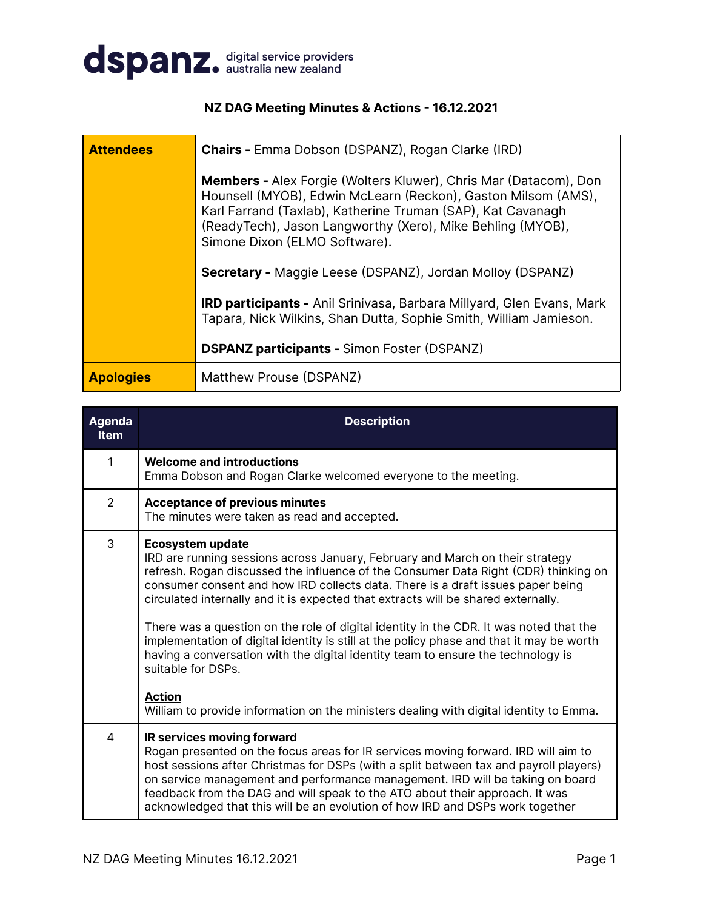dspanz. digital service providers australia new zealand

## NZ DAG Meeting Minutes & Actions - 16.12.2021

| | |
|---|---|
| **Attendees** | **Chairs -** Emma Dobson (DSPANZ), Rogan Clarke (IRD)<br><br>**Members -** Alex Forgie (Wolters Kluwer), Chris Mar (Datacom), Don Hounsell (MYOB), Edwin McLearn (Reckon), Gaston Milsom (AMS), Karl Farrand (Taxlab), Katherine Truman (SAP), Kat Cavanagh (ReadyTech), Jason Langworthy (Xero), Mike Behling (MYOB), Simone Dixon (ELMO Software).<br><br>**Secretary -** Maggie Leese (DSPANZ), Jordan Molloy (DSPANZ)<br><br>**IRD participants -** Anil Srinivasa, Barbara Millyard, Glen Evans, Mark Tapara, Nick Wilkins, Shan Dutta, Sophie Smith, William Jamieson.<br><br>**DSPANZ participants -** Simon Foster (DSPANZ) |
| **Apologies** | Matthew Prouse (DSPANZ) |

| Agenda Item | Description |
|---|---|
| 1 | **Welcome and introductions**<br>Emma Dobson and Rogan Clarke welcomed everyone to the meeting. |
| 2 | **Acceptance of previous minutes**<br>The minutes were taken as read and accepted. |
| 3 | **Ecosystem update**<br>IRD are running sessions across January, February and March on their strategy refresh. Rogan discussed the influence of the Consumer Data Right (CDR) thinking on consumer consent and how IRD collects data. There is a draft issues paper being circulated internally and it is expected that extracts will be shared externally.<br><br>There was a question on the role of digital identity in the CDR. It was noted that the implementation of digital identity is still at the policy phase and that it may be worth having a conversation with the digital identity team to ensure the technology is suitable for DSPs.<br><br>**Action**<br>William to provide information on the ministers dealing with digital identity to Emma. |
| 4 | **IR services moving forward**<br>Rogan presented on the focus areas for IR services moving forward. IRD will aim to host sessions after Christmas for DSPs (with a split between tax and payroll players) on service management and performance management. IRD will be taking on board feedback from the DAG and will speak to the ATO about their approach. It was acknowledged that this will be an evolution of how IRD and DSPs work together |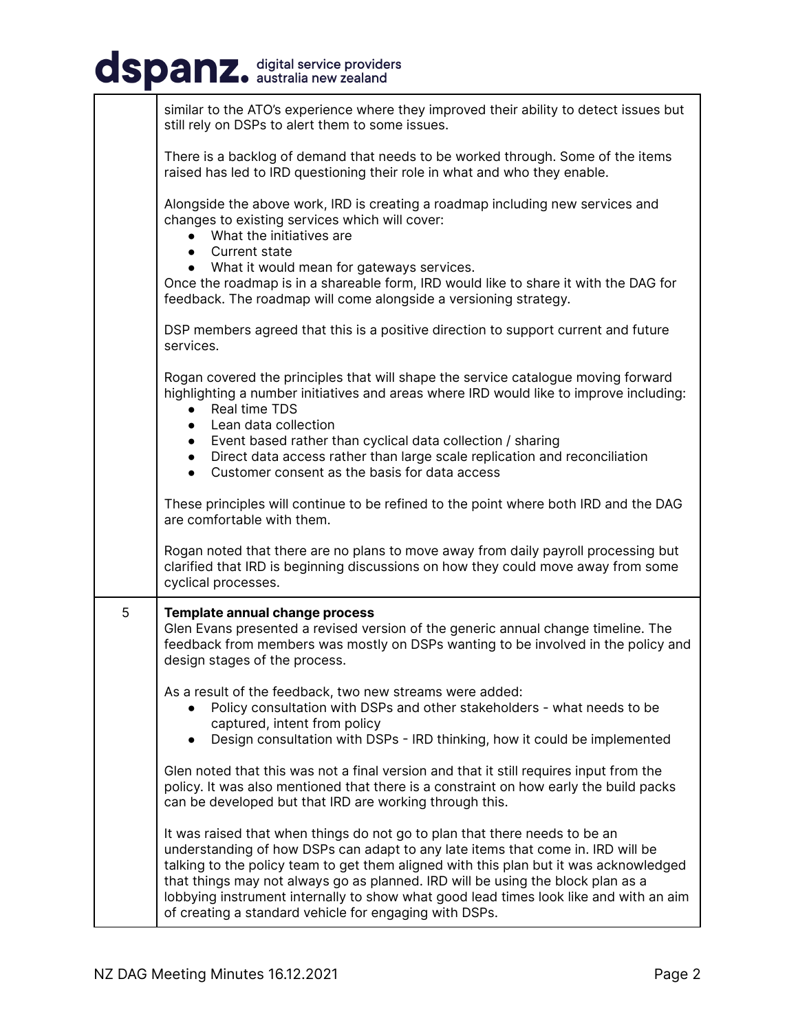| | |
|---|---|
| | similar to the ATO's experience where they improved their ability to detect issues but still rely on DSPs to alert them to some issues.<br><br>There is a backlog of demand that needs to be worked through. Some of the items raised has led to IRD questioning their role in what and who they enable.<br><br>Alongside the above work, IRD is creating a roadmap including new services and changes to existing services which will cover:<br>● What the initiatives are<br>● Current state<br>● What it would mean for gateways services.<br>Once the roadmap is in a shareable form, IRD would like to share it with the DAG for feedback. The roadmap will come alongside a versioning strategy.<br><br>DSP members agreed that this is a positive direction to support current and future services.<br><br>Rogan covered the principles that will shape the service catalogue moving forward highlighting a number initiatives and areas where IRD would like to improve including:<br>● Real time TDS<br>● Lean data collection<br>● Event based rather than cyclical data collection / sharing<br>● Direct data access rather than large scale replication and reconciliation<br>● Customer consent as the basis for data access<br><br>These principles will continue to be refined to the point where both IRD and the DAG are comfortable with them.<br><br>Rogan noted that there are no plans to move away from daily payroll processing but clarified that IRD is beginning discussions on how they could move away from some cyclical processes. |
| 5 | **Template annual change process**<br>Glen Evans presented a revised version of the generic annual change timeline. The feedback from members was mostly on DSPs wanting to be involved in the policy and design stages of the process.<br><br>As a result of the feedback, two new streams were added:<br>● Policy consultation with DSPs and other stakeholders - what needs to be captured, intent from policy<br>● Design consultation with DSPs - IRD thinking, how it could be implemented<br><br>Glen noted that this was not a final version and that it still requires input from the policy. It was also mentioned that there is a constraint on how early the build packs can be developed but that IRD are working through this.<br><br>It was raised that when things do not go to plan that there needs to be an understanding of how DSPs can adapt to any late items that come in. IRD will be talking to the policy team to get them aligned with this plan but it was acknowledged that things may not always go as planned. IRD will be using the block plan as a lobbying instrument internally to show what good lead times look like and with an aim of creating a standard vehicle for engaging with DSPs. |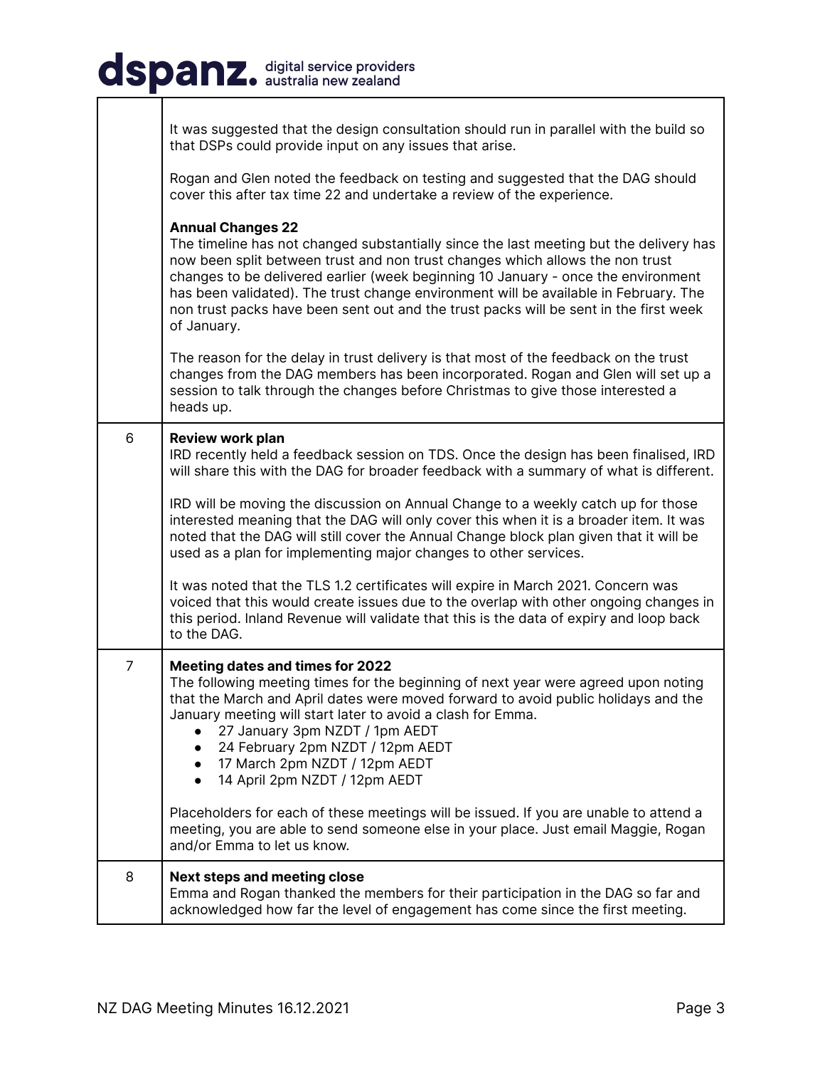| | |
|---|---|
| | It was suggested that the design consultation should run in parallel with the build so that DSPs could provide input on any issues that arise.<br><br>Rogan and Glen noted the feedback on testing and suggested that the DAG should cover this after tax time 22 and undertake a review of the experience.<br><br>**Annual Changes 22**<br>The timeline has not changed substantially since the last meeting but the delivery has now been split between trust and non trust changes which allows the non trust changes to be delivered earlier (week beginning 10 January - once the environment has been validated). The trust change environment will be available in February. The non trust packs have been sent out and the trust packs will be sent in the first week of January.<br><br>The reason for the delay in trust delivery is that most of the feedback on the trust changes from the DAG members has been incorporated. Rogan and Glen will set up a session to talk through the changes before Christmas to give those interested a heads up. |
| 6 | **Review work plan**<br>IRD recently held a feedback session on TDS. Once the design has been finalised, IRD will share this with the DAG for broader feedback with a summary of what is different.<br><br>IRD will be moving the discussion on Annual Change to a weekly catch up for those interested meaning that the DAG will only cover this when it is a broader item. It was noted that the DAG will still cover the Annual Change block plan given that it will be used as a plan for implementing major changes to other services.<br><br>It was noted that the TLS 1.2 certificates will expire in March 2021. Concern was voiced that this would create issues due to the overlap with other ongoing changes in this period. Inland Revenue will validate that this is the data of expiry and loop back to the DAG. |
| 7 | **Meeting dates and times for 2022**<br>The following meeting times for the beginning of next year were agreed upon noting that the March and April dates were moved forward to avoid public holidays and the January meeting will start later to avoid a clash for Emma.<br>● 27 January 3pm NZDT / 1pm AEDT<br>● 24 February 2pm NZDT / 12pm AEDT<br>● 17 March 2pm NZDT / 12pm AEDT<br>● 14 April 2pm NZDT / 12pm AEDT<br><br>Placeholders for each of these meetings will be issued. If you are unable to attend a meeting, you are able to send someone else in your place. Just email Maggie, Rogan and/or Emma to let us know. |
| 8 | **Next steps and meeting close**<br>Emma and Rogan thanked the members for their participation in the DAG so far and acknowledged how far the level of engagement has come since the first meeting. |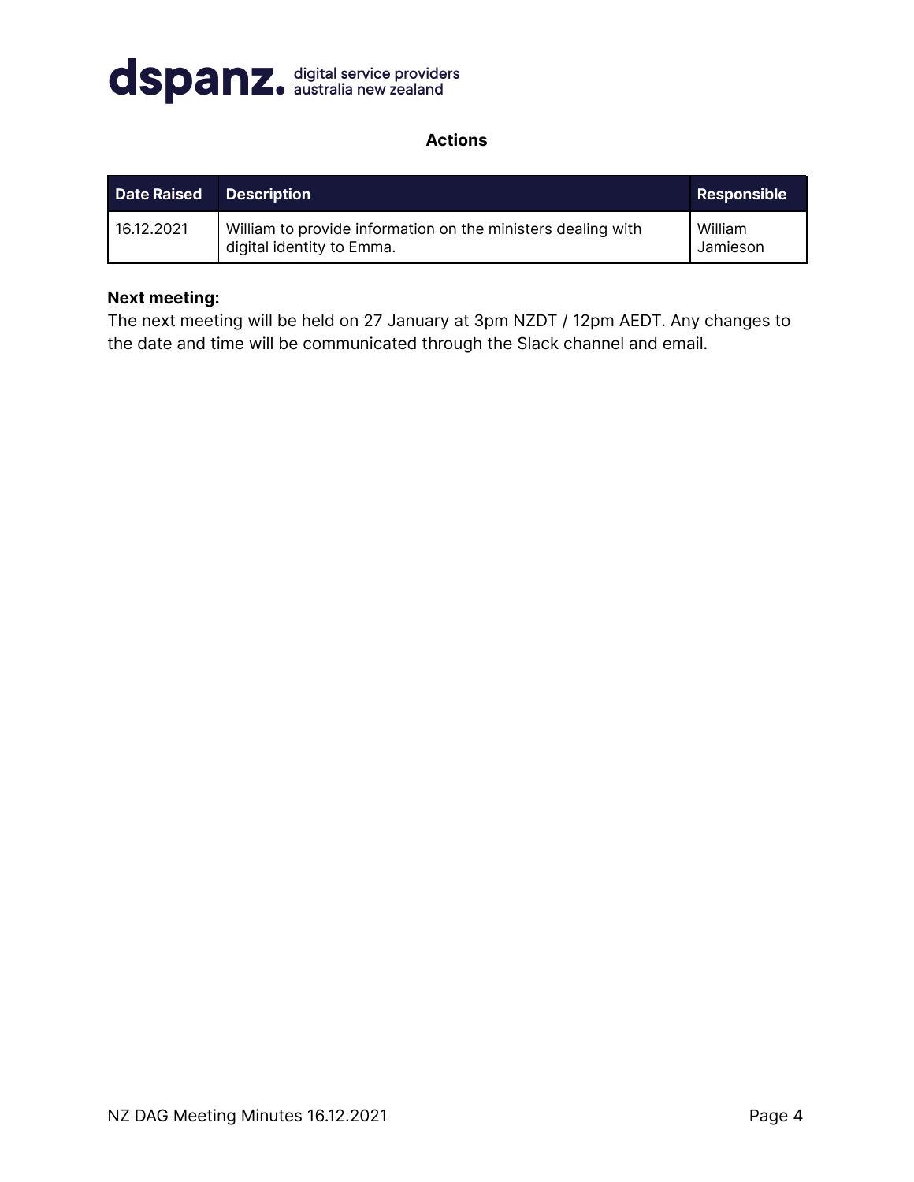**Actions**

| Date Raised | Description | Responsible |
|---|---|---|
| 16.12.2021 | William to provide information on the ministers dealing with digital identity to Emma. | William Jamieson |

**Next meeting:**

The next meeting will be held on 27 January at 3pm NZDT / 12pm AEDT. Any changes to the date and time will be communicated through the Slack channel and email.